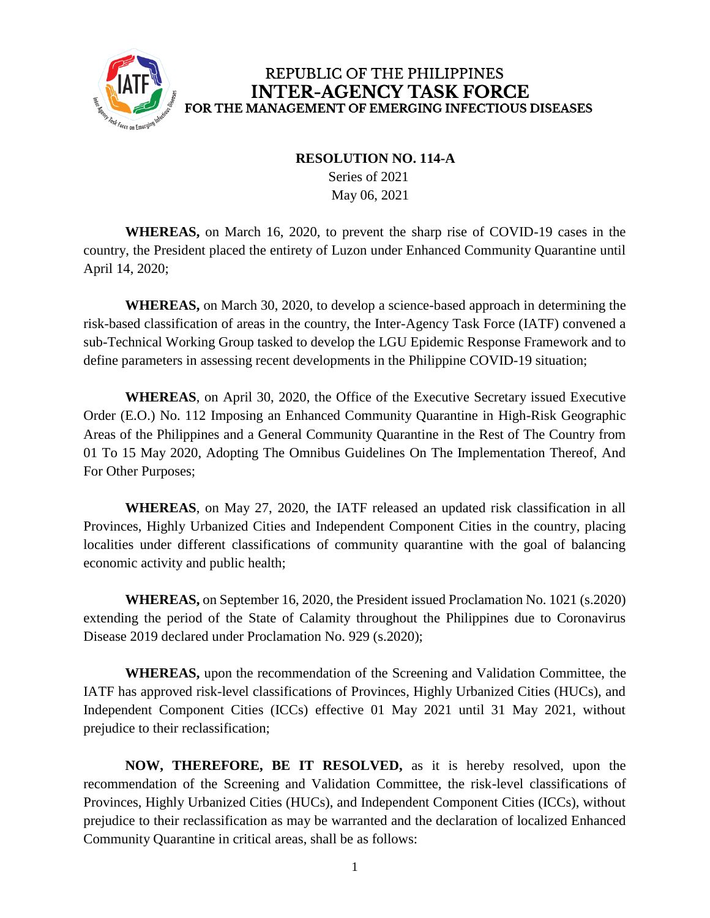REPUBLIC OF THE PHILIPPINES
# INTER-AGENCY TASK FORCE
## FOR THE MANAGEMENT OF EMERGING INFECTIOUS DISEASES

**RESOLUTION NO. 114-A**
Series of 2021
May 06, 2021

**WHEREAS,** on March 16, 2020, to prevent the sharp rise of COVID-19 cases in the country, the President placed the entirety of Luzon under Enhanced Community Quarantine until April 14, 2020;

**WHEREAS,** on March 30, 2020, to develop a science-based approach in determining the risk-based classification of areas in the country, the Inter-Agency Task Force (IATF) convened a sub-Technical Working Group tasked to develop the LGU Epidemic Response Framework and to define parameters in assessing recent developments in the Philippine COVID-19 situation;

**WHEREAS**, on April 30, 2020, the Office of the Executive Secretary issued Executive Order (E.O.) No. 112 Imposing an Enhanced Community Quarantine in High-Risk Geographic Areas of the Philippines and a General Community Quarantine in the Rest of The Country from 01 To 15 May 2020, Adopting The Omnibus Guidelines On The Implementation Thereof, And For Other Purposes;

**WHEREAS**, on May 27, 2020, the IATF released an updated risk classification in all Provinces, Highly Urbanized Cities and Independent Component Cities in the country, placing localities under different classifications of community quarantine with the goal of balancing economic activity and public health;

**WHEREAS,** on September 16, 2020, the President issued Proclamation No. 1021 (s.2020) extending the period of the State of Calamity throughout the Philippines due to Coronavirus Disease 2019 declared under Proclamation No. 929 (s.2020);

**WHEREAS,** upon the recommendation of the Screening and Validation Committee, the IATF has approved risk-level classifications of Provinces, Highly Urbanized Cities (HUCs), and Independent Component Cities (ICCs) effective 01 May 2021 until 31 May 2021, without prejudice to their reclassification;

**NOW, THEREFORE, BE IT RESOLVED,** as it is hereby resolved, upon the recommendation of the Screening and Validation Committee, the risk-level classifications of Provinces, Highly Urbanized Cities (HUCs), and Independent Component Cities (ICCs), without prejudice to their reclassification as may be warranted and the declaration of localized Enhanced Community Quarantine in critical areas, shall be as follows: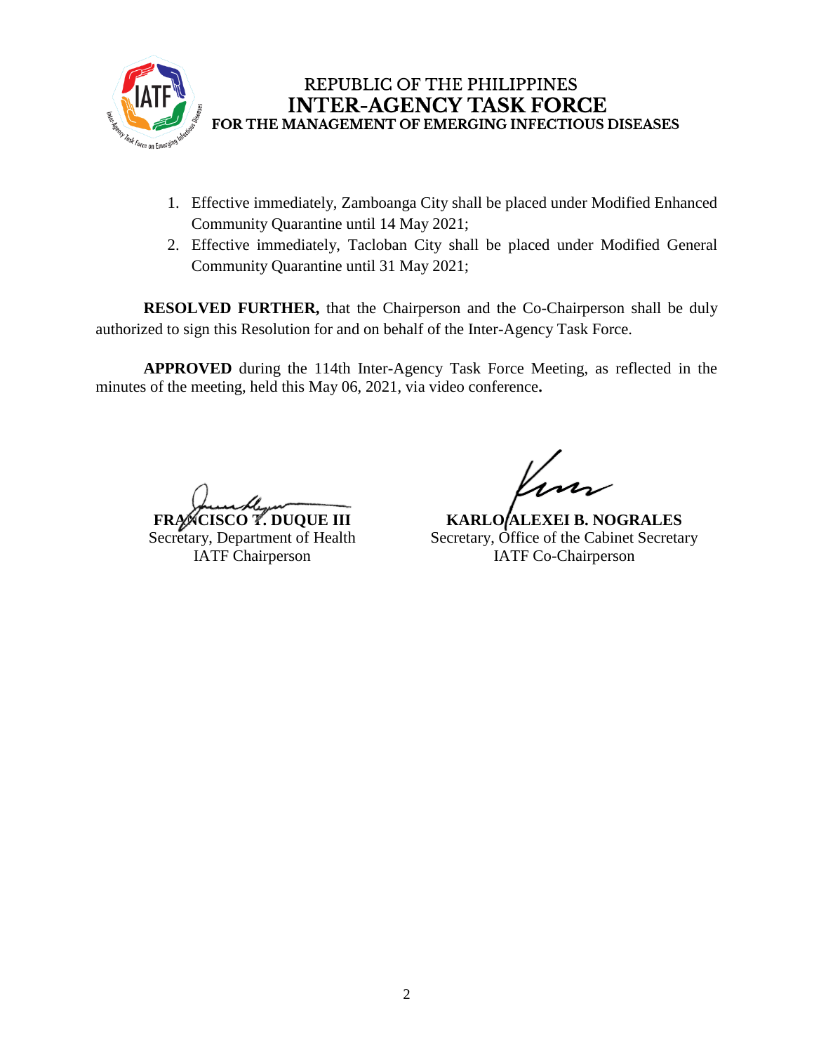1. Effective immediately, Zamboanga City shall be placed under Modified Enhanced Community Quarantine until 14 May 2021;
2. Effective immediately, Tacloban City shall be placed under Modified General Community Quarantine until 31 May 2021;

**RESOLVED FURTHER,** that the Chairperson and the Co-Chairperson shall be duly authorized to sign this Resolution for and on behalf of the Inter-Agency Task Force.

**APPROVED** during the 114th Inter-Agency Task Force Meeting, as reflected in the minutes of the meeting, held this May 06, 2021, via video conference**.**

**FRANCISCO T. DUQUE III**
Secretary, Department of Health
IATF Chairperson

**KARLO ALEXEI B. NOGRALES**
Secretary, Office of the Cabinet Secretary
IATF Co-Chairperson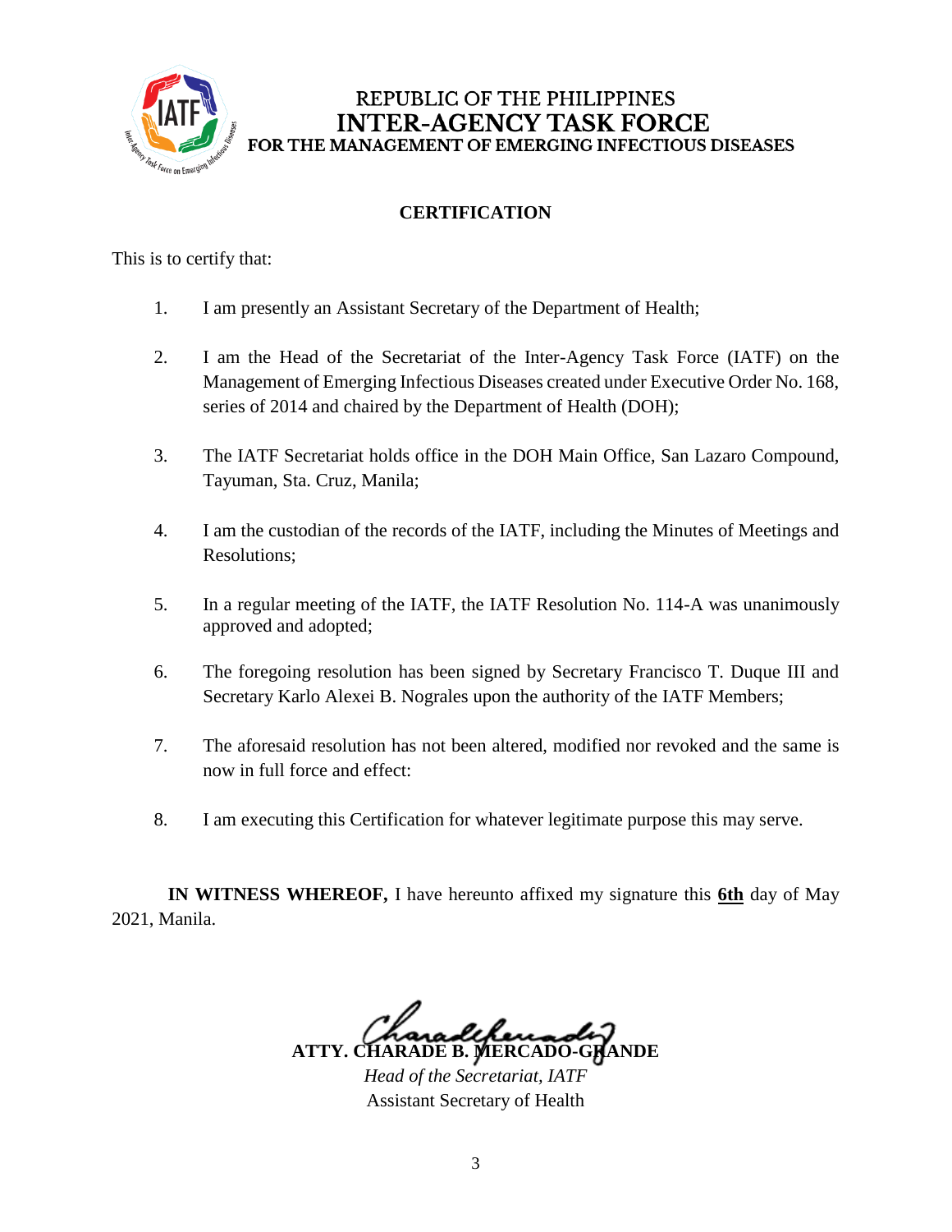REPUBLIC OF THE PHILIPPINES
**INTER-AGENCY TASK FORCE**
**FOR THE MANAGEMENT OF EMERGING INFECTIOUS DISEASES**

## CERTIFICATION

This is to certify that:

1. I am presently an Assistant Secretary of the Department of Health;

2. I am the Head of the Secretariat of the Inter-Agency Task Force (IATF) on the Management of Emerging Infectious Diseases created under Executive Order No. 168, series of 2014 and chaired by the Department of Health (DOH);

3. The IATF Secretariat holds office in the DOH Main Office, San Lazaro Compound, Tayuman, Sta. Cruz, Manila;

4. I am the custodian of the records of the IATF, including the Minutes of Meetings and Resolutions;

5. In a regular meeting of the IATF, the IATF Resolution No. 114-A was unanimously approved and adopted;

6. The foregoing resolution has been signed by Secretary Francisco T. Duque III and Secretary Karlo Alexei B. Nograles upon the authority of the IATF Members;

7. The aforesaid resolution has not been altered, modified nor revoked and the same is now in full force and effect:

8. I am executing this Certification for whatever legitimate purpose this may serve.

**IN WITNESS WHEREOF,** I have hereunto affixed my signature this **6th** day of May 2021, Manila.

**ATTY. CHARADE B. MERCADO-GRANDE**
*Head of the Secretariat, IATF*
Assistant Secretary of Health